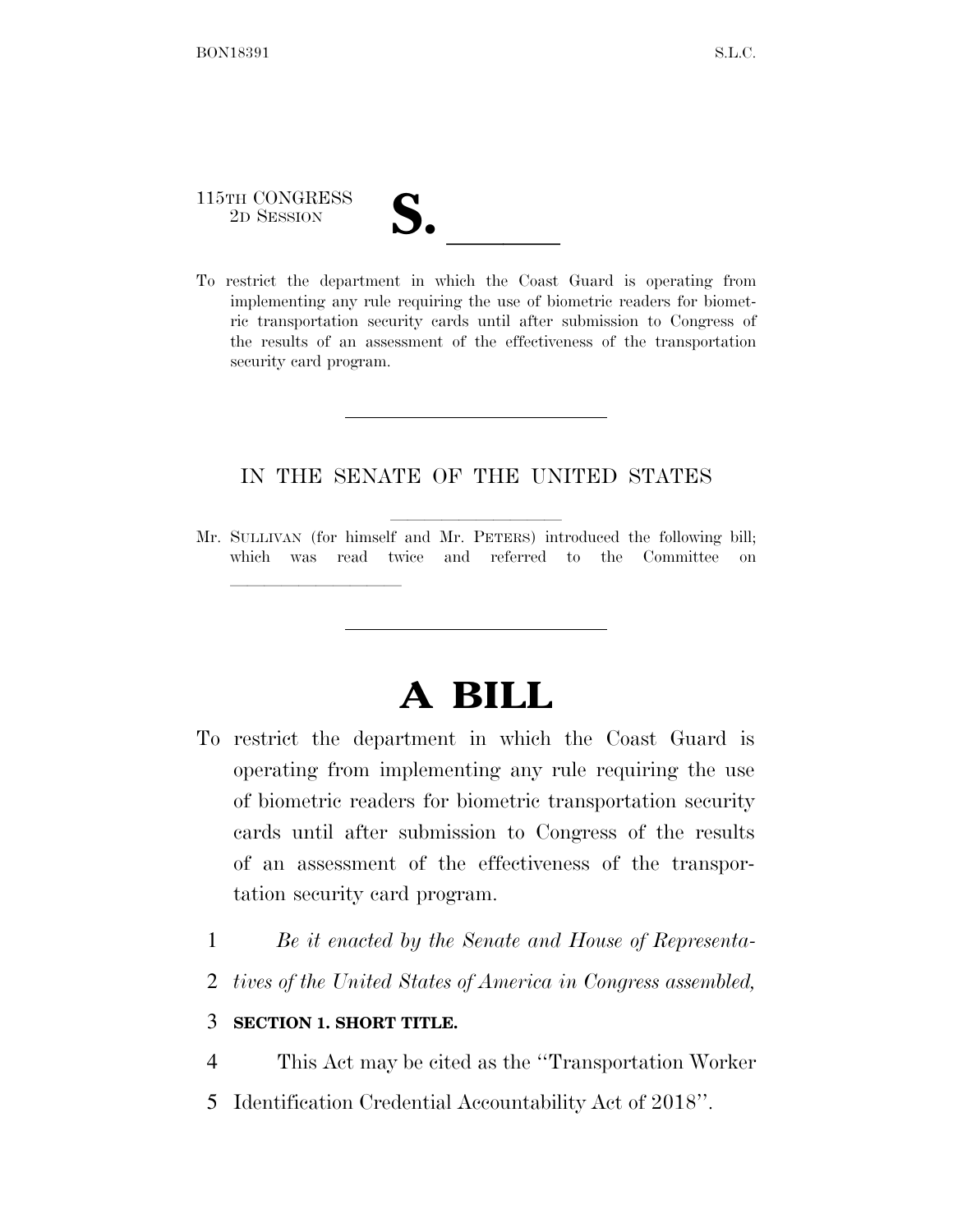115TH CONGRESS
2D SESSION

# S. ______

To restrict the department in which the Coast Guard is operating from implementing any rule requiring the use of biometric readers for biometric transportation security cards until after submission to Congress of the results of an assessment of the effectiveness of the transportation security card program.

---

IN THE SENATE OF THE UNITED STATES

Mr. SULLIVAN (for himself and Mr. PETERS) introduced the following bill; which was read twice and referred to the Committee on ______________

---

# A BILL

To restrict the department in which the Coast Guard is operating from implementing any rule requiring the use of biometric readers for biometric transportation security cards until after submission to Congress of the results of an assessment of the effectiveness of the transportation security card program.

1 *Be it enacted by the Senate and House of Representa-*
2 *tives of the United States of America in Congress assembled,*

3 **SECTION 1. SHORT TITLE.**

4 This Act may be cited as the ''Transportation Worker
5 Identification Credential Accountability Act of 2018''.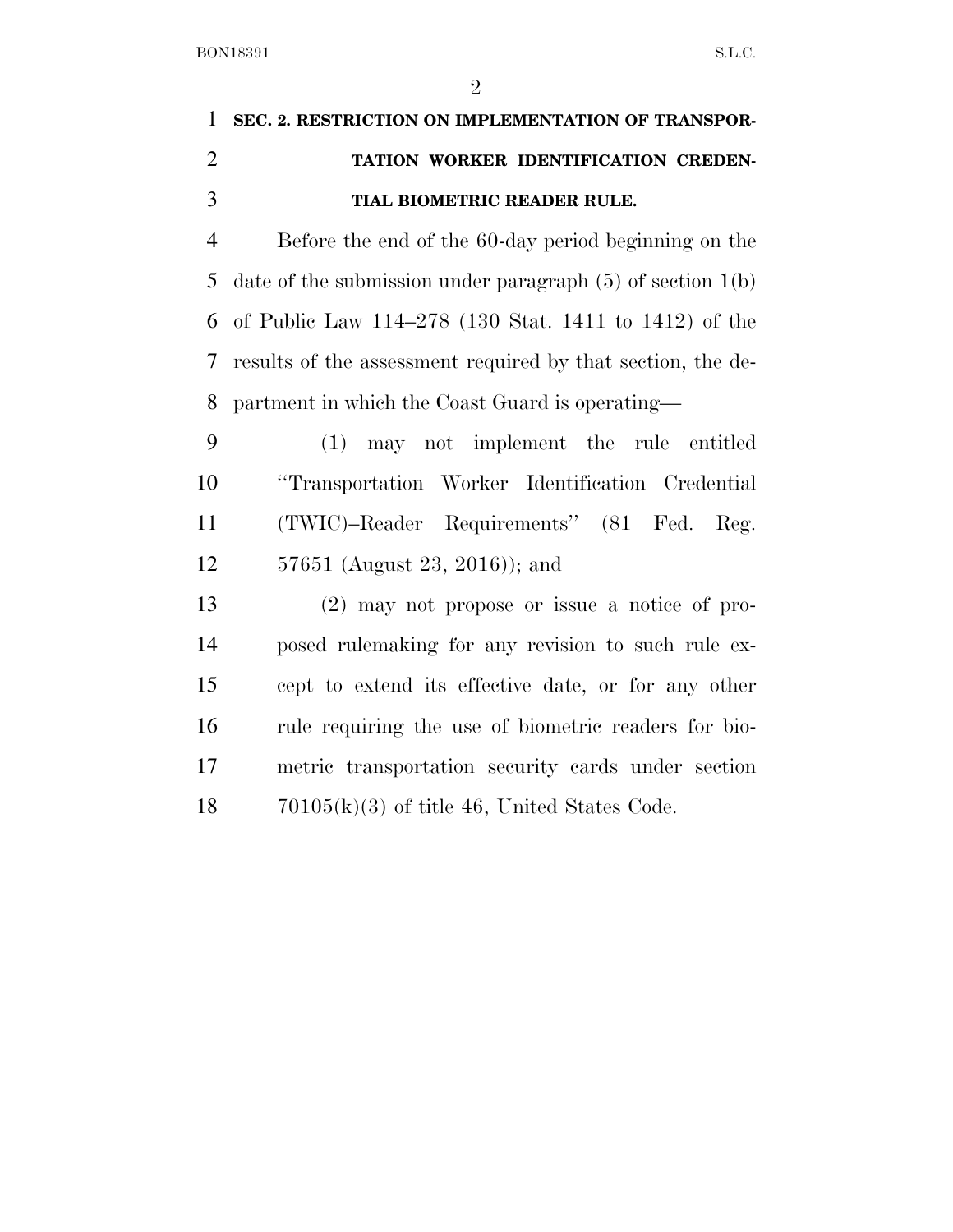## SEC. 2. RESTRICTION ON IMPLEMENTATION OF TRANSPORTATION WORKER IDENTIFICATION CREDENTIAL BIOMETRIC READER RULE.

Before the end of the 60-day period beginning on the date of the submission under paragraph (5) of section 1(b) of Public Law 114–278 (130 Stat. 1411 to 1412) of the results of the assessment required by that section, the department in which the Coast Guard is operating—

(1) may not implement the rule entitled ''Transportation Worker Identification Credential (TWIC)–Reader Requirements'' (81 Fed. Reg. 57651 (August 23, 2016)); and

(2) may not propose or issue a notice of proposed rulemaking for any revision to such rule except to extend its effective date, or for any other rule requiring the use of biometric readers for biometric transportation security cards under section 70105(k)(3) of title 46, United States Code.